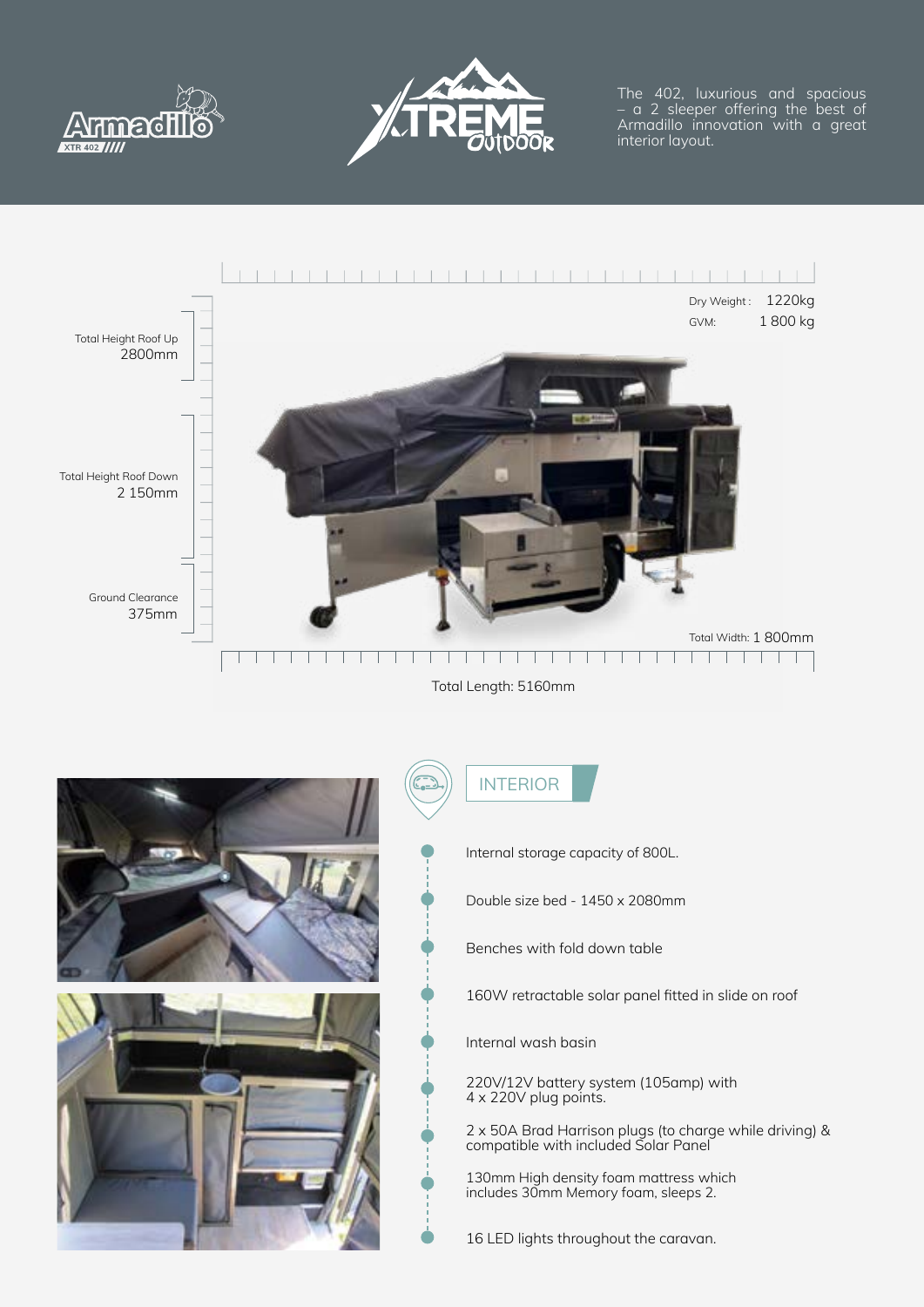Armadillo XTR 402

XTREME OUTDOOR

The 402, luxurious and spacious – a 2 sleeper offering the best of Armadillo innovation with a great interior layout.

Dry Weight: 1220kg

GVM: 1 800 kg

Total Height Roof Up 2800mm

Total Height Roof Down 2 150mm

Ground Clearance 375mm

Total Width: 1 800mm

Total Length: 5160mm

## INTERIOR

- Internal storage capacity of 800L.
- Double size bed - 1450 x 2080mm
- Benches with fold down table
- 160W retractable solar panel fitted in slide on roof
- Internal wash basin
- 220V/12V battery system (105amp) with 4 x 220V plug points.
- 2 x 50A Brad Harrison plugs (to charge while driving) & compatible with included Solar Panel
- 130mm High density foam mattress which includes 30mm Memory foam, sleeps 2.
- 16 LED lights throughout the caravan.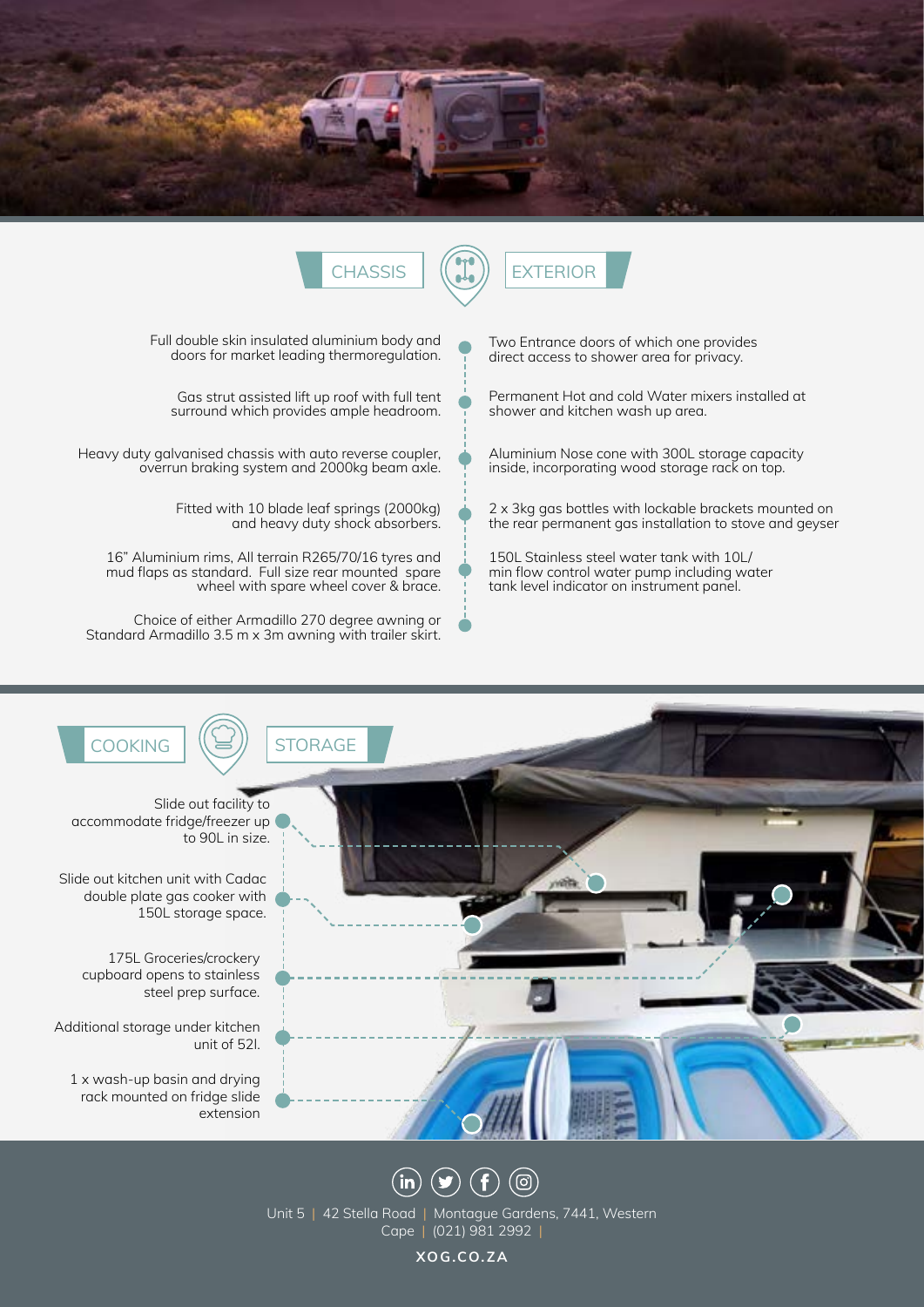## CHASSIS

- Full double skin insulated aluminium body and doors for market leading thermoregulation.
- Gas strut assisted lift up roof with full tent surround which provides ample headroom.
- Heavy duty galvanised chassis with auto reverse coupler, overrun braking system and 2000kg beam axle.
- Fitted with 10 blade leaf springs (2000kg) and heavy duty shock absorbers.
- 16" Aluminium rims, All terrain R265/70/16 tyres and mud flaps as standard. Full size rear mounted spare wheel with spare wheel cover & brace.
- Choice of either Armadillo 270 degree awning or Standard Armadillo 3.5 m x 3m awning with trailer skirt.

## EXTERIOR

- Two Entrance doors of which one provides direct access to shower area for privacy.
- Permanent Hot and cold Water mixers installed at shower and kitchen wash up area.
- Aluminium Nose cone with 300L storage capacity inside, incorporating wood storage rack on top.
- 2 x 3kg gas bottles with lockable brackets mounted on the rear permanent gas installation to stove and geyser
- 150L Stainless steel water tank with 10L/ min flow control water pump including water tank level indicator on instrument panel.

## COOKING

## STORAGE

- Slide out facility to accommodate fridge/freezer up to 90L in size.
- Slide out kitchen unit with Cadac double plate gas cooker with 150L storage space.
- 175L Groceries/crockery cupboard opens to stainless steel prep surface.
- Additional storage under kitchen unit of 52l.
- 1 x wash-up basin and drying rack mounted on fridge slide extension

Unit 5 | 42 Stella Road | Montague Gardens, 7441, Western Cape | (021) 981 2992 |

**XOG.CO.ZA**